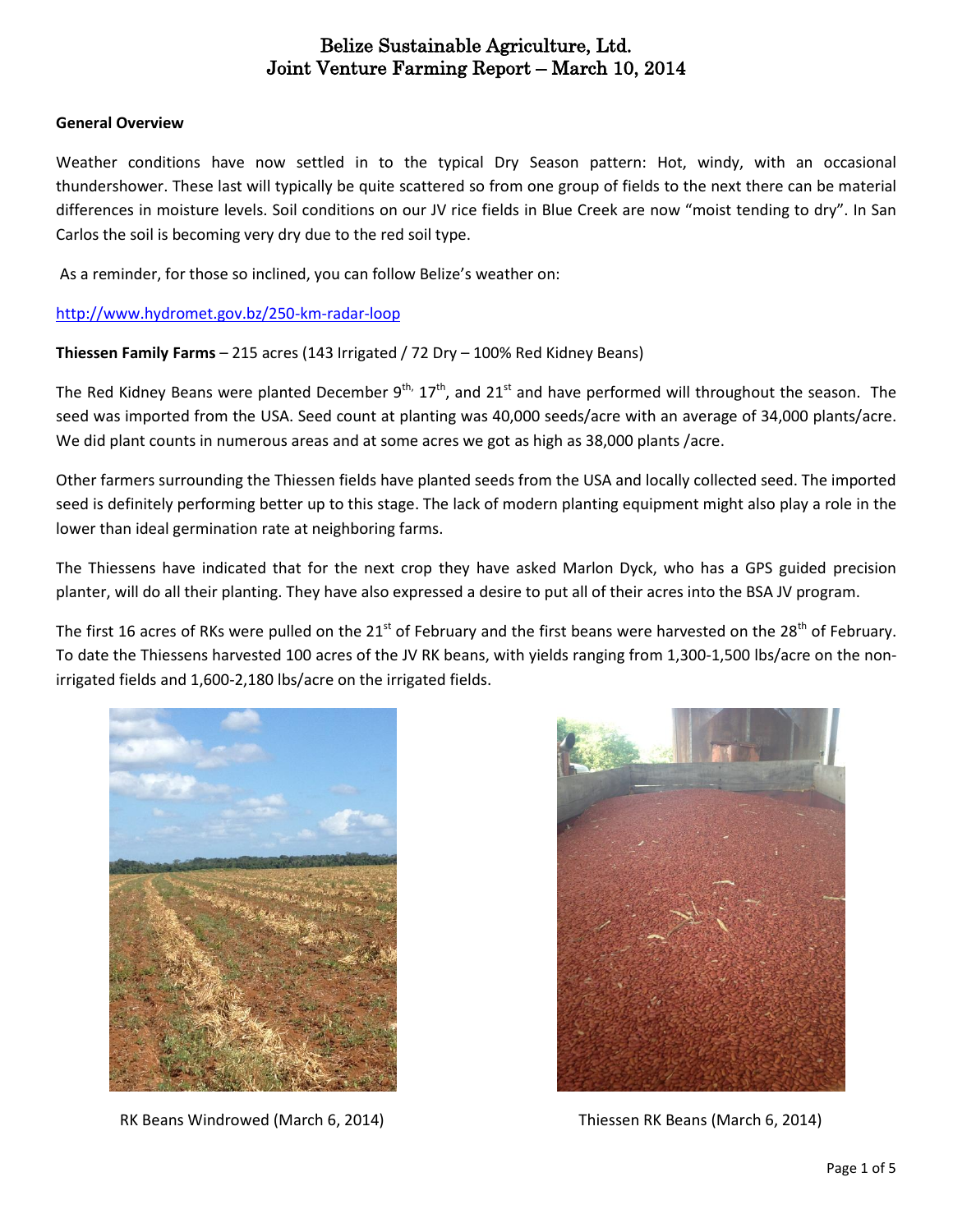# Belize Sustainable Agriculture, Ltd.
# Joint Venture Farming Report – March 10, 2014

**General Overview**

Weather conditions have now settled in to the typical Dry Season pattern: Hot, windy, with an occasional thundershower. These last will typically be quite scattered so from one group of fields to the next there can be material differences in moisture levels. Soil conditions on our JV rice fields in Blue Creek are now "moist tending to dry". In San Carlos the soil is becoming very dry due to the red soil type.

As a reminder, for those so inclined, you can follow Belize's weather on:

http://www.hydromet.gov.bz/250-km-radar-loop

**Thiessen Family Farms** – 215 acres (143 Irrigated / 72 Dry – 100% Red Kidney Beans)

The Red Kidney Beans were planted December 9th, 17th, and 21st and have performed will throughout the season. The seed was imported from the USA. Seed count at planting was 40,000 seeds/acre with an average of 34,000 plants/acre. We did plant counts in numerous areas and at some acres we got as high as 38,000 plants /acre.

Other farmers surrounding the Thiessen fields have planted seeds from the USA and locally collected seed. The imported seed is definitely performing better up to this stage. The lack of modern planting equipment might also play a role in the lower than ideal germination rate at neighboring farms.

The Thiessens have indicated that for the next crop they have asked Marlon Dyck, who has a GPS guided precision planter, will do all their planting. They have also expressed a desire to put all of their acres into the BSA JV program.

The first 16 acres of RKs were pulled on the 21st of February and the first beans were harvested on the 28th of February. To date the Thiessens harvested 100 acres of the JV RK beans, with yields ranging from 1,300-1,500 lbs/acre on the non-irrigated fields and 1,600-2,180 lbs/acre on the irrigated fields.

RK Beans Windrowed (March 6, 2014)

Thiessen RK Beans (March 6, 2014)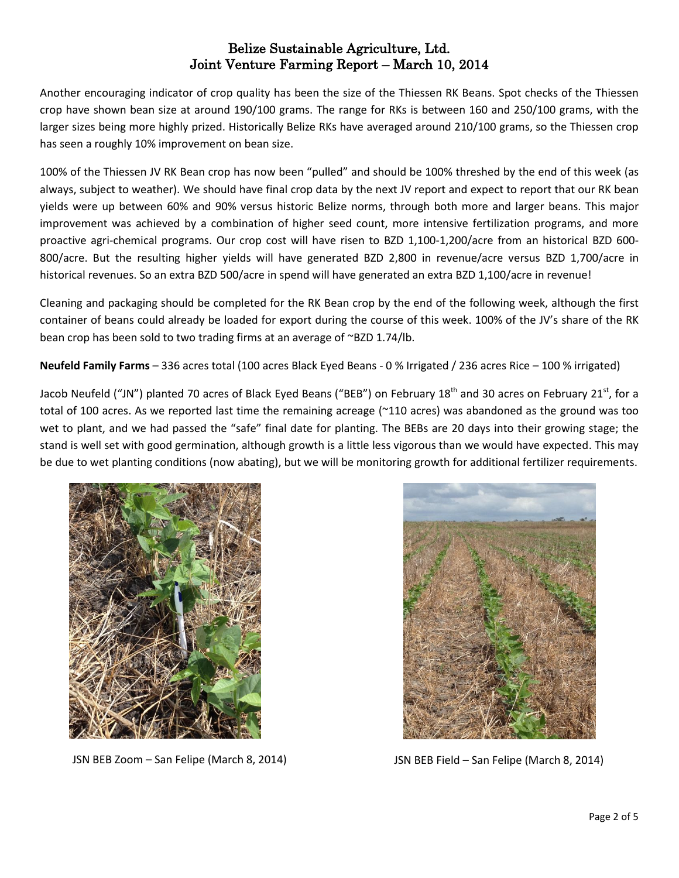Another encouraging indicator of crop quality has been the size of the Thiessen RK Beans. Spot checks of the Thiessen crop have shown bean size at around 190/100 grams. The range for RKs is between 160 and 250/100 grams, with the larger sizes being more highly prized. Historically Belize RKs have averaged around 210/100 grams, so the Thiessen crop has seen a roughly 10% improvement on bean size.

100% of the Thiessen JV RK Bean crop has now been "pulled" and should be 100% threshed by the end of this week (as always, subject to weather). We should have final crop data by the next JV report and expect to report that our RK bean yields were up between 60% and 90% versus historic Belize norms, through both more and larger beans. This major improvement was achieved by a combination of higher seed count, more intensive fertilization programs, and more proactive agri-chemical programs. Our crop cost will have risen to BZD 1,100-1,200/acre from an historical BZD 600-800/acre. But the resulting higher yields will have generated BZD 2,800 in revenue/acre versus BZD 1,700/acre in historical revenues. So an extra BZD 500/acre in spend will have generated an extra BZD 1,100/acre in revenue!

Cleaning and packaging should be completed for the RK Bean crop by the end of the following week, although the first container of beans could already be loaded for export during the course of this week. 100% of the JV's share of the RK bean crop has been sold to two trading firms at an average of ~BZD 1.74/lb.

**Neufeld Family Farms** – 336 acres total (100 acres Black Eyed Beans - 0 % Irrigated / 236 acres Rice – 100 % irrigated)

Jacob Neufeld ("JN") planted 70 acres of Black Eyed Beans ("BEB") on February 18th and 30 acres on February 21st, for a total of 100 acres. As we reported last time the remaining acreage (~110 acres) was abandoned as the ground was too wet to plant, and we had passed the "safe" final date for planting. The BEBs are 20 days into their growing stage; the stand is well set with good germination, although growth is a little less vigorous than we would have expected. This may be due to wet planting conditions (now abating), but we will be monitoring growth for additional fertilizer requirements.

JSN BEB Zoom – San Felipe (March 8, 2014)

JSN BEB Field – San Felipe (March 8, 2014)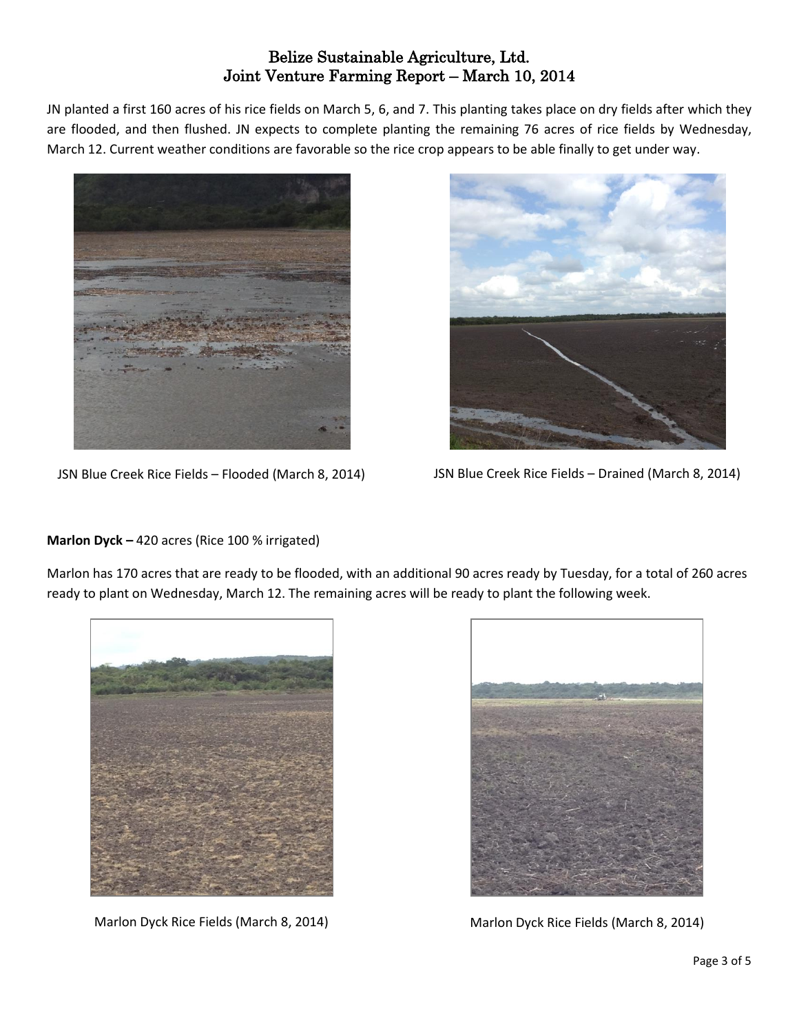# Belize Sustainable Agriculture, Ltd.
## Joint Venture Farming Report – March 10, 2014

JN planted a first 160 acres of his rice fields on March 5, 6, and 7. This planting takes place on dry fields after which they are flooded, and then flushed. JN expects to complete planting the remaining 76 acres of rice fields by Wednesday, March 12. Current weather conditions are favorable so the rice crop appears to be able finally to get under way.

JSN Blue Creek Rice Fields – Flooded (March 8, 2014)

JSN Blue Creek Rice Fields – Drained (March 8, 2014)

**Marlon Dyck –** 420 acres (Rice 100 % irrigated)

Marlon has 170 acres that are ready to be flooded, with an additional 90 acres ready by Tuesday, for a total of 260 acres ready to plant on Wednesday, March 12. The remaining acres will be ready to plant the following week.

Marlon Dyck Rice Fields (March 8, 2014)

Marlon Dyck Rice Fields (March 8, 2014)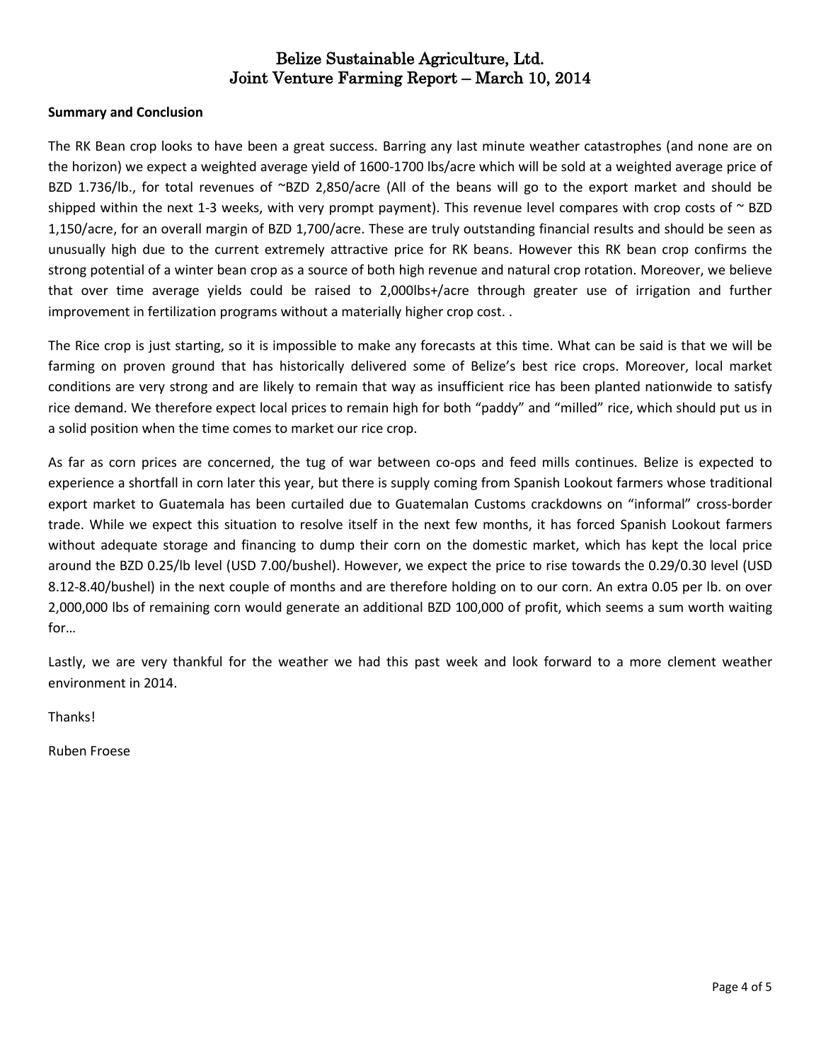# Belize Sustainable Agriculture, Ltd.
# Joint Venture Farming Report – March 10, 2014

**Summary and Conclusion**

The RK Bean crop looks to have been a great success. Barring any last minute weather catastrophes (and none are on the horizon) we expect a weighted average yield of 1600-1700 lbs/acre which will be sold at a weighted average price of BZD 1.736/lb., for total revenues of ~BZD 2,850/acre (All of the beans will go to the export market and should be shipped within the next 1-3 weeks, with very prompt payment). This revenue level compares with crop costs of ~ BZD 1,150/acre, for an overall margin of BZD 1,700/acre. These are truly outstanding financial results and should be seen as unusually high due to the current extremely attractive price for RK beans. However this RK bean crop confirms the strong potential of a winter bean crop as a source of both high revenue and natural crop rotation. Moreover, we believe that over time average yields could be raised to 2,000lbs+/acre through greater use of irrigation and further improvement in fertilization programs without a materially higher crop cost. .

The Rice crop is just starting, so it is impossible to make any forecasts at this time. What can be said is that we will be farming on proven ground that has historically delivered some of Belize's best rice crops. Moreover, local market conditions are very strong and are likely to remain that way as insufficient rice has been planted nationwide to satisfy rice demand. We therefore expect local prices to remain high for both "paddy" and "milled" rice, which should put us in a solid position when the time comes to market our rice crop.

As far as corn prices are concerned, the tug of war between co-ops and feed mills continues. Belize is expected to experience a shortfall in corn later this year, but there is supply coming from Spanish Lookout farmers whose traditional export market to Guatemala has been curtailed due to Guatemalan Customs crackdowns on "informal" cross-border trade. While we expect this situation to resolve itself in the next few months, it has forced Spanish Lookout farmers without adequate storage and financing to dump their corn on the domestic market, which has kept the local price around the BZD 0.25/lb level (USD 7.00/bushel). However, we expect the price to rise towards the 0.29/0.30 level (USD 8.12-8.40/bushel) in the next couple of months and are therefore holding on to our corn. An extra 0.05 per lb. on over 2,000,000 lbs of remaining corn would generate an additional BZD 100,000 of profit, which seems a sum worth waiting for…

Lastly, we are very thankful for the weather we had this past week and look forward to a more clement weather environment in 2014.

Thanks!

Ruben Froese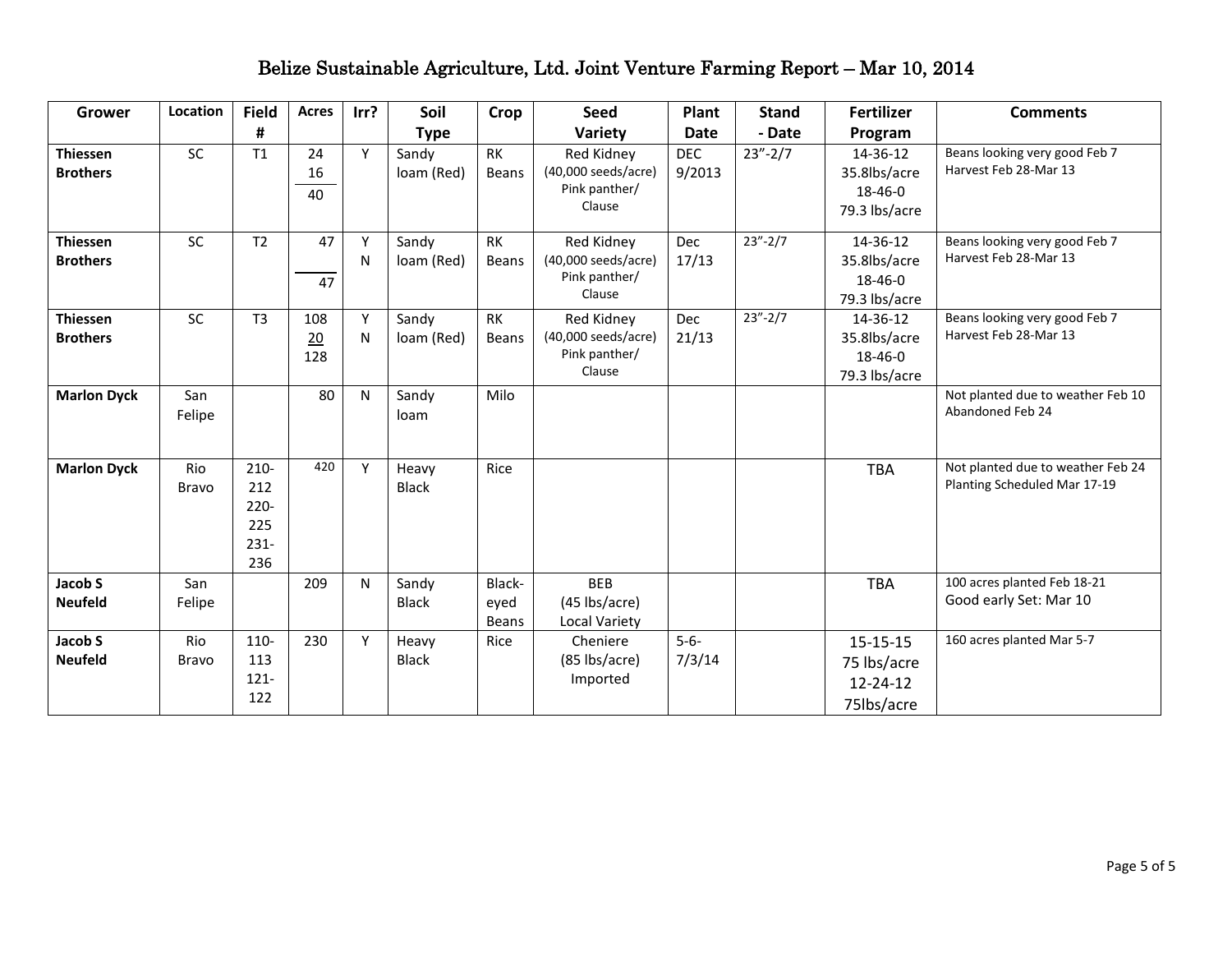# Belize Sustainable Agriculture, Ltd. Joint Venture Farming Report – Mar 10, 2014

| Grower | Location | Field # | Acres | Irr? | Soil Type | Crop | Seed Variety | Plant Date | Stand - Date | Fertilizer Program | Comments |
|---|---|---|---|---|---|---|---|---|---|---|---|
| **Thiessen Brothers** | SC | T1 | 24<br>16<br>40 | Y | Sandy loam (Red) | RK Beans | Red Kidney (40,000 seeds/acre) Pink panther/ Clause | DEC 9/2013 | 23"-2/7 | 14-36-12 35.8lbs/acre 18-46-0 79.3 lbs/acre | Beans looking very good Feb 7 Harvest Feb 28-Mar 13 |
| **Thiessen Brothers** | SC | T2 | 47<br><br>47 | Y<br>N | Sandy loam (Red) | RK Beans | Red Kidney (40,000 seeds/acre) Pink panther/ Clause | Dec 17/13 | 23"-2/7 | 14-36-12 35.8lbs/acre 18-46-0 79.3 lbs/acre | Beans looking very good Feb 7 Harvest Feb 28-Mar 13 |
| **Thiessen Brothers** | SC | T3 | 108<br>20<br>128 | Y<br>N | Sandy loam (Red) | RK Beans | Red Kidney (40,000 seeds/acre) Pink panther/ Clause | Dec 21/13 | 23"-2/7 | 14-36-12 35.8lbs/acre 18-46-0 79.3 lbs/acre | Beans looking very good Feb 7 Harvest Feb 28-Mar 13 |
| **Marlon Dyck** | San Felipe | | 80 | N | Sandy loam | Milo | | | | | Not planted due to weather Feb 10 Abandoned Feb 24 |
| **Marlon Dyck** | Rio Bravo | 210-212 220-225 231-236 | 420 | Y | Heavy Black | Rice | | | | TBA | Not planted due to weather Feb 24 Planting Scheduled Mar 17-19 |
| **Jacob S Neufeld** | San Felipe | | 209 | N | Sandy Black | Black-eyed Beans | BEB (45 lbs/acre) Local Variety | | | TBA | 100 acres planted Feb 18-21 Good early Set: Mar 10 |
| **Jacob S Neufeld** | Rio Bravo | 110-113 121-122 | 230 | Y | Heavy Black | Rice | Cheniere (85 lbs/acre) Imported | 5-6-7/3/14 | | 15-15-15 75 lbs/acre 12-24-12 75lbs/acre | 160 acres planted Mar 5-7 |